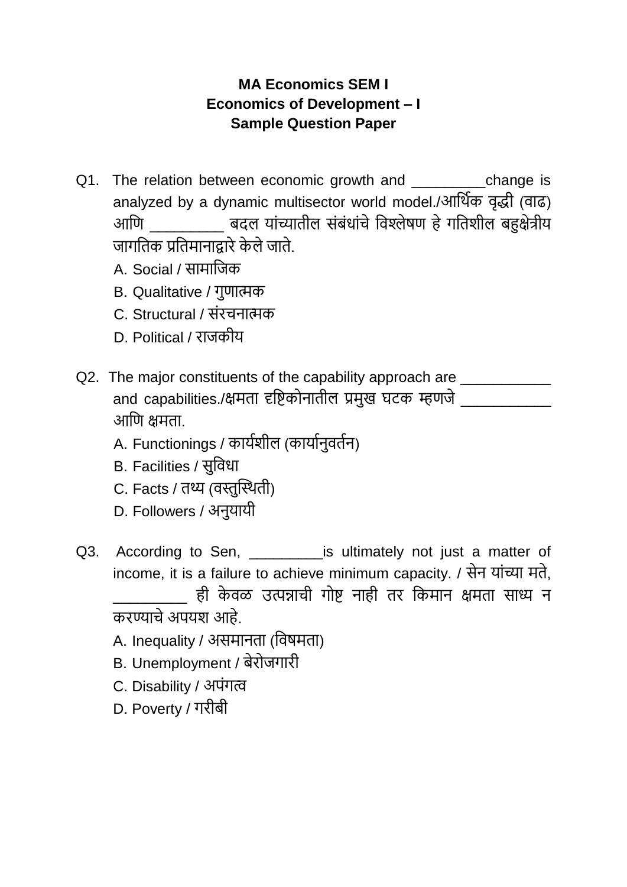**MA Economics SEM I**
**Economics of Development – I**
**Sample Question Paper**

Q1. The relation between economic growth and _________change is analyzed by a dynamic multisector world model./आर्थिक वृद्धी (वाढ) आणि _________ बदल यांच्यातील संबंधांचे विश्लेषण हे गतिशील बहुक्षेत्रीय जागतिक प्रतिमानाद्वारे केले जाते.

A. Social / सामाजिक
B. Qualitative / गुणात्मक
C. Structural / संरचनात्मक
D. Political / राजकीय

Q2. The major constituents of the capability approach are ___________ and capabilities./क्षमता दृष्टिकोनातील प्रमुख घटक म्हणजे ___________ आणि क्षमता.

A. Functionings / कार्यशील (कार्यानुवर्तन)
B. Facilities / सुविधा
C. Facts / तथ्य (वस्तुस्थिती)
D. Followers / अनुयायी

Q3. According to Sen, _________is ultimately not just a matter of income, it is a failure to achieve minimum capacity. / सेन यांच्या मते, _________ ही केवळ उत्पन्नाची गोष्ट नाही तर किमान क्षमता साध्य न करण्याचे अपयश आहे.

A. Inequality / असमानता (विषमता)
B. Unemployment / बेरोजगारी
C. Disability / अपंगत्व
D. Poverty / गरीबी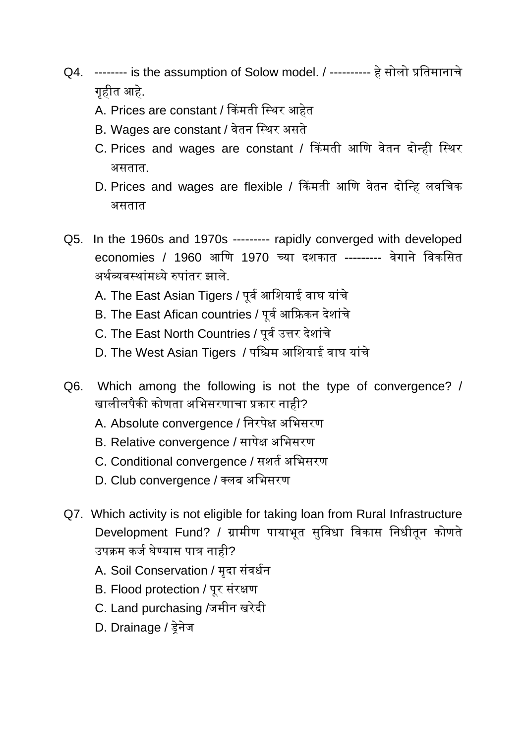Q4. -------- is the assumption of Solow model. / ---------- हे सोलो प्रतिमानाचे गृहीत आहे.

A. Prices are constant / किंमती स्थिर आहेत

B. Wages are constant / वेतन स्थिर असते

C. Prices and wages are constant / किंमती आणि वेतन दोन्ही स्थिर असतात.

D. Prices and wages are flexible / किंमती आणि वेतन दोन्हि लवचिक असतात

Q5. In the 1960s and 1970s --------- rapidly converged with developed economies / 1960 आणि 1970 च्या दशकात --------- वेगाने विकसित अर्थव्यवस्थांमध्ये रुपांतर झाले.

A. The East Asian Tigers / पूर्व आशियाई वाघ यांचे

B. The East Afican countries / पूर्व आफ्रिकन देशांचे

C. The East North Countries / पूर्व उत्तर देशांचे

D. The West Asian Tigers / पश्चिम आशियाई वाघ यांचे

Q6. Which among the following is not the type of convergence? / खालीलपैकी कोणता अभिसरणाचा प्रकार नाही?

A. Absolute convergence / निरपेक्ष अभिसरण

B. Relative convergence / सापेक्ष अभिसरण

C. Conditional convergence / सशर्त अभिसरण

D. Club convergence / क्लब अभिसरण

Q7. Which activity is not eligible for taking loan from Rural Infrastructure Development Fund? / ग्रामीण पायाभूत सुविधा विकास निधीतून कोणते उपक्रम कर्ज घेण्यास पात्र नाही?

A. Soil Conservation / मृदा संवर्धन

B. Flood protection / पूर संरक्षण

C. Land purchasing /जमीन खरेदी

D. Drainage / ड्रेनेज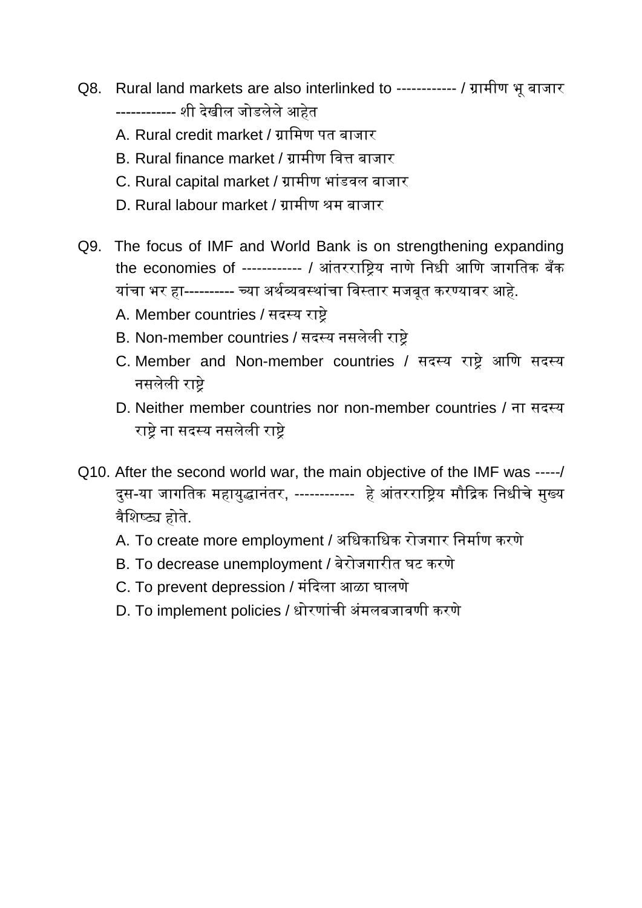Q8. Rural land markets are also interlinked to ------------ / ग्रामीण भू बाजार ------------ शी देखील जोडलेले आहेत

A. Rural credit market / ग्रामिण पत बाजार

B. Rural finance market / ग्रामीण वित्त बाजार

C. Rural capital market / ग्रामीण भांडवल बाजार

D. Rural labour market / ग्रामीण श्रम बाजार

Q9. The focus of IMF and World Bank is on strengthening expanding the economies of ------------ / आंतरराष्ट्रिय नाणे निधी आणि जागतिक बँक यांचा भर हा---------- च्या अर्थव्यवस्थांचा विस्तार मजबूत करण्यावर आहे.

A. Member countries / सदस्य राष्ट्रे

B. Non-member countries / सदस्य नसलेली राष्ट्रे

C. Member and Non-member countries / सदस्य राष्ट्रे आणि सदस्य नसलेली राष्ट्रे

D. Neither member countries nor non-member countries / ना सदस्य राष्ट्रे ना सदस्य नसलेली राष्ट्रे

Q10. After the second world war, the main objective of the IMF was -----/ दुस-या जागतिक महायुद्धानंतर, ------------ हे आंतरराष्ट्रिय मौद्रिक निधीचे मुख्य वैशिष्ट्य होते.

A. To create more employment / अधिकाधिक रोजगार निर्माण करणे

B. To decrease unemployment / बेरोजगारीत घट करणे

C. To prevent depression / मंदिला आळा घालणे

D. To implement policies / धोरणांची अंमलबजावणी करणे